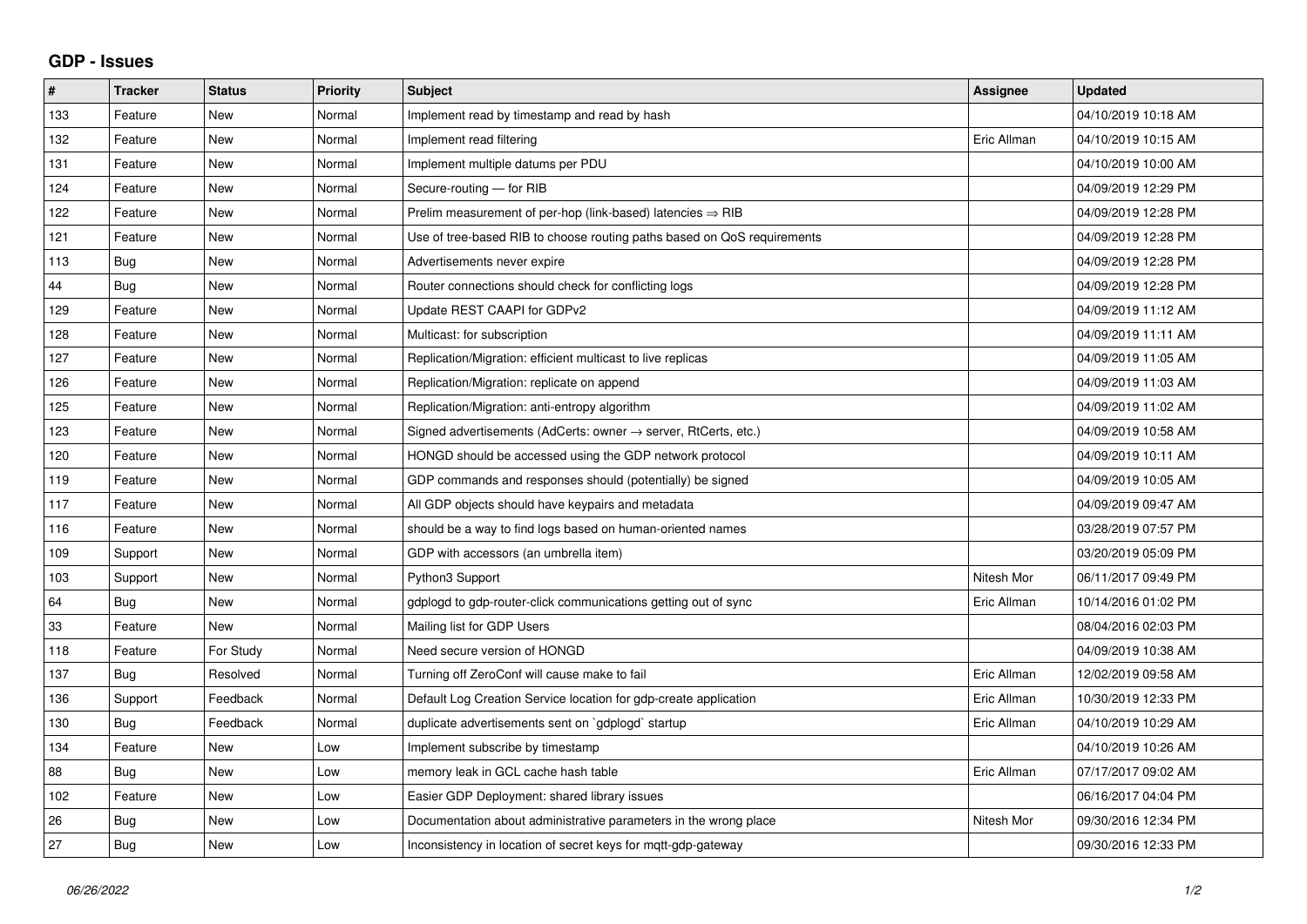## GDP - Issues

| # | Tracker | Status | Priority | Subject | Assignee | Updated |
|---|---|---|---|---|---|---|
| 133 | Feature | New | Normal | Implement read by timestamp and read by hash | | 04/10/2019 10:18 AM |
| 132 | Feature | New | Normal | Implement read filtering | Eric Allman | 04/10/2019 10:15 AM |
| 131 | Feature | New | Normal | Implement multiple datums per PDU | | 04/10/2019 10:00 AM |
| 124 | Feature | New | Normal | Secure-routing — for RIB | | 04/09/2019 12:29 PM |
| 122 | Feature | New | Normal | Prelim measurement of per-hop (link-based) latencies ⇒ RIB | | 04/09/2019 12:28 PM |
| 121 | Feature | New | Normal | Use of tree-based RIB to choose routing paths based on QoS requirements | | 04/09/2019 12:28 PM |
| 113 | Bug | New | Normal | Advertisements never expire | | 04/09/2019 12:28 PM |
| 44 | Bug | New | Normal | Router connections should check for conflicting logs | | 04/09/2019 12:28 PM |
| 129 | Feature | New | Normal | Update REST CAAPI for GDPv2 | | 04/09/2019 11:12 AM |
| 128 | Feature | New | Normal | Multicast: for subscription | | 04/09/2019 11:11 AM |
| 127 | Feature | New | Normal | Replication/Migration: efficient multicast to live replicas | | 04/09/2019 11:05 AM |
| 126 | Feature | New | Normal | Replication/Migration: replicate on append | | 04/09/2019 11:03 AM |
| 125 | Feature | New | Normal | Replication/Migration: anti-entropy algorithm | | 04/09/2019 11:02 AM |
| 123 | Feature | New | Normal | Signed advertisements (AdCerts: owner → server, RtCerts, etc.) | | 04/09/2019 10:58 AM |
| 120 | Feature | New | Normal | HONGD should be accessed using the GDP network protocol | | 04/09/2019 10:11 AM |
| 119 | Feature | New | Normal | GDP commands and responses should (potentially) be signed | | 04/09/2019 10:05 AM |
| 117 | Feature | New | Normal | All GDP objects should have keypairs and metadata | | 04/09/2019 09:47 AM |
| 116 | Feature | New | Normal | should be a way to find logs based on human-oriented names | | 03/28/2019 07:57 PM |
| 109 | Support | New | Normal | GDP with accessors (an umbrella item) | | 03/20/2019 05:09 PM |
| 103 | Support | New | Normal | Python3 Support | Nitesh Mor | 06/11/2017 09:49 PM |
| 64 | Bug | New | Normal | gdplogd to gdp-router-click communications getting out of sync | Eric Allman | 10/14/2016 01:02 PM |
| 33 | Feature | New | Normal | Mailing list for GDP Users | | 08/04/2016 02:03 PM |
| 118 | Feature | For Study | Normal | Need secure version of HONGD | | 04/09/2019 10:38 AM |
| 137 | Bug | Resolved | Normal | Turning off ZeroConf will cause make to fail | Eric Allman | 12/02/2019 09:58 AM |
| 136 | Support | Feedback | Normal | Default Log Creation Service location for gdp-create application | Eric Allman | 10/30/2019 12:33 PM |
| 130 | Bug | Feedback | Normal | duplicate advertisements sent on `gdplogd` startup | Eric Allman | 04/10/2019 10:29 AM |
| 134 | Feature | New | Low | Implement subscribe by timestamp | | 04/10/2019 10:26 AM |
| 88 | Bug | New | Low | memory leak in GCL cache hash table | Eric Allman | 07/17/2017 09:02 AM |
| 102 | Feature | New | Low | Easier GDP Deployment: shared library issues | | 06/16/2017 04:04 PM |
| 26 | Bug | New | Low | Documentation about administrative parameters in the wrong place | Nitesh Mor | 09/30/2016 12:34 PM |
| 27 | Bug | New | Low | Inconsistency in location of secret keys for mqtt-gdp-gateway | | 09/30/2016 12:33 PM |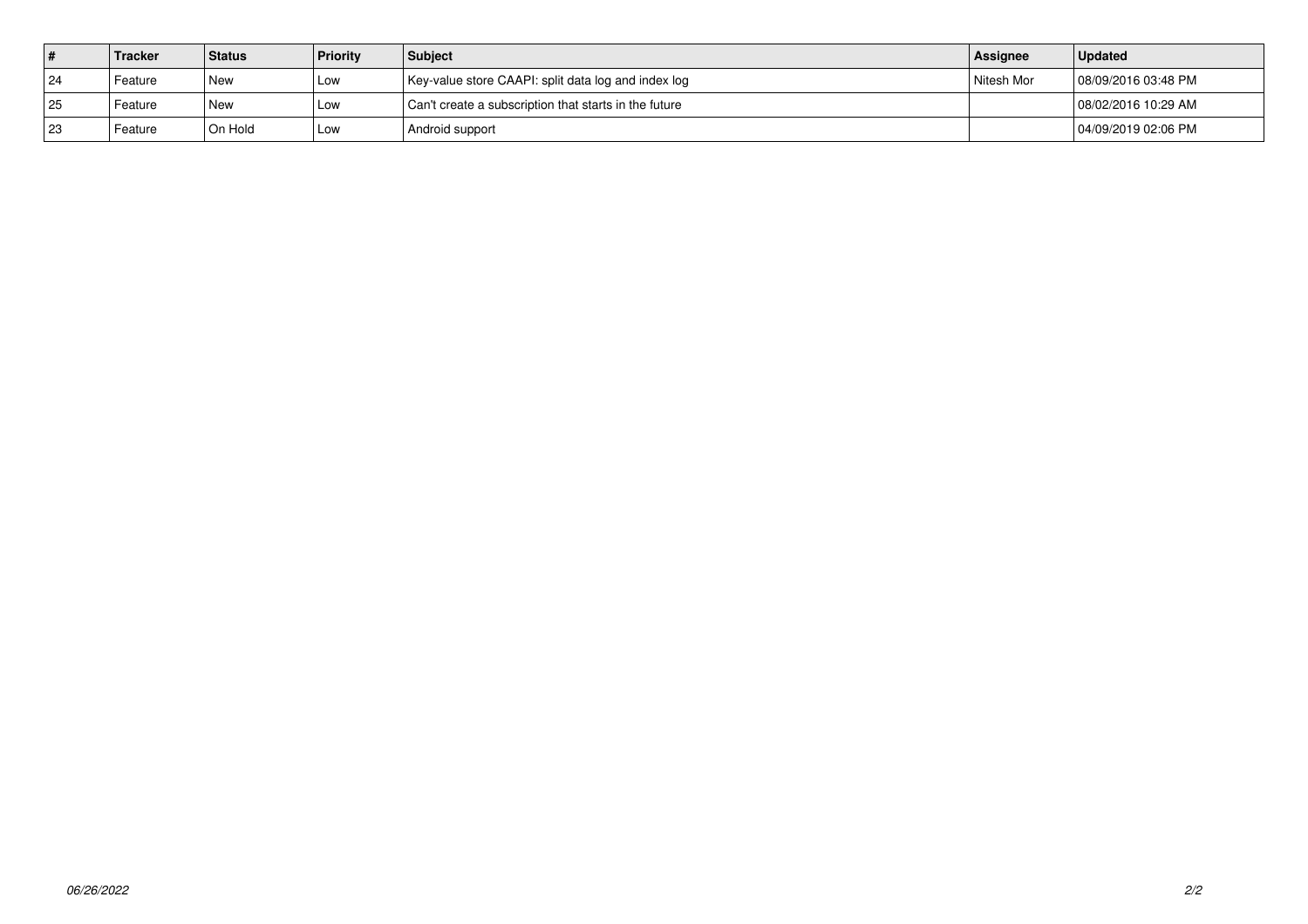| # | Tracker | Status | Priority | Subject | Assignee | Updated |
|---|---|---|---|---|---|---|
| 24 | Feature | New | Low | Key-value store CAAPI: split data log and index log | Nitesh Mor | 08/09/2016 03:48 PM |
| 25 | Feature | New | Low | Can't create a subscription that starts in the future | | 08/02/2016 10:29 AM |
| 23 | Feature | On Hold | Low | Android support | | 04/09/2019 02:06 PM |